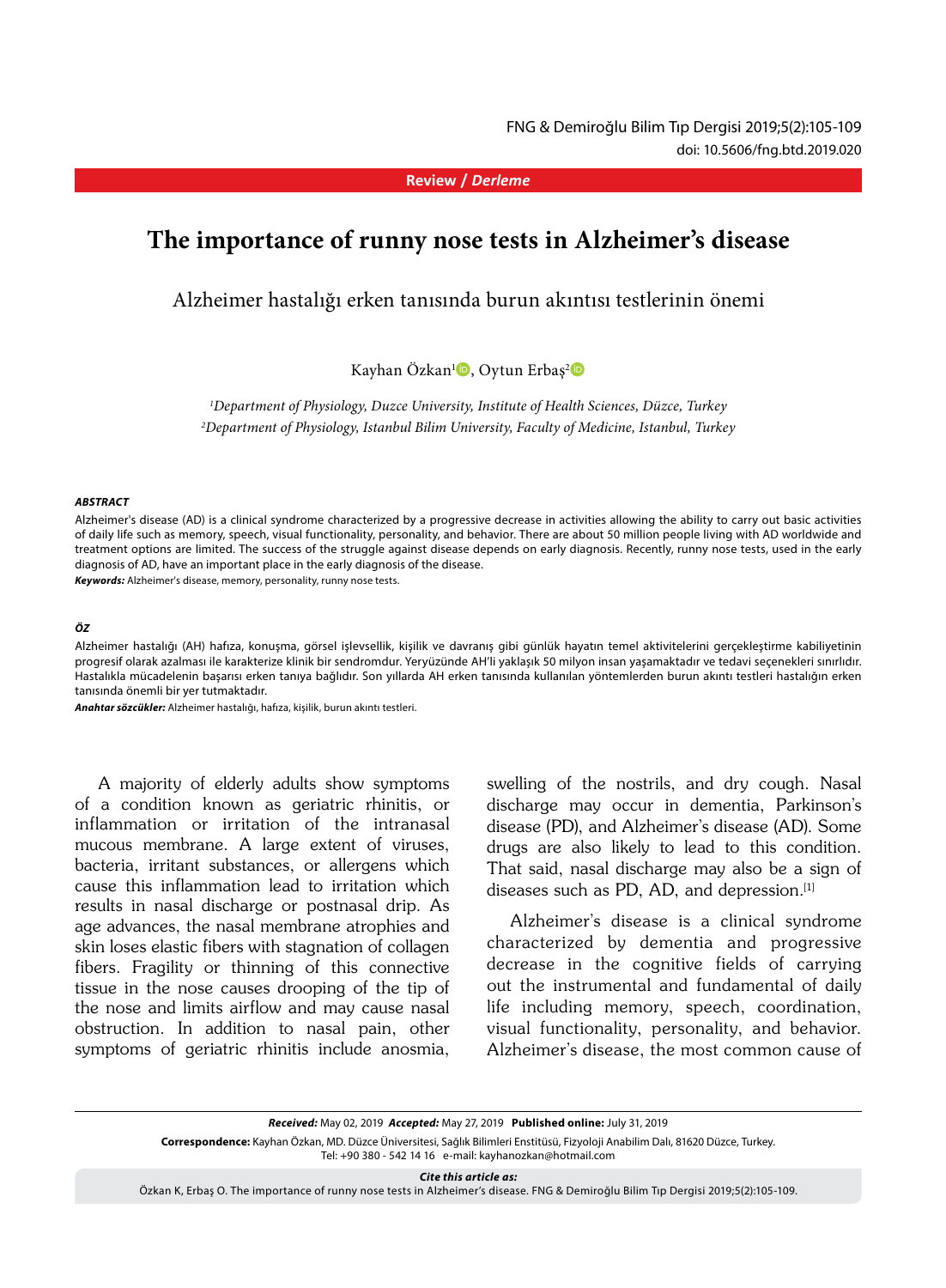Review / *Derleme*

# The importance of runny nose tests in Alzheimer's disease

## Alzheimer hastalığı erken tanısında burun akıntısı testlerinin önemi

Kayhan Özkan[1], Oytun Erbaş[2]

[1]*Department of Physiology, Duzce University, Institute of Health Sciences, Düzce, Turkey*
[2]*Department of Physiology, Istanbul Bilim University, Faculty of Medicine, Istanbul, Turkey*

***ABSTRACT***

Alzheimer's disease (AD) is a clinical syndrome characterized by a progressive decrease in activities allowing the ability to carry out basic activities of daily life such as memory, speech, visual functionality, personality, and behavior. There are about 50 million people living with AD worldwide and treatment options are limited. The success of the struggle against disease depends on early diagnosis. Recently, runny nose tests, used in the early diagnosis of AD, have an important place in the early diagnosis of the disease.

***Keywords:*** Alzheimer's disease, memory, personality, runny nose tests.

***ÖZ***

Alzheimer hastalığı (AH) hafıza, konuşma, görsel işlevsellik, kişilik ve davranış gibi günlük hayatın temel aktivitelerini gerçekleştirme kabiliyetinin progresif olarak azalması ile karakterize klinik bir sendromdur. Yeryüzünde AH'li yaklaşık 50 milyon insan yaşamaktadır ve tedavi seçenekleri sınırlıdır. Hastalıkla mücadelenin başarısı erken tanıya bağlıdır. Son yıllarda AH erken tanısında kullanılan yöntemlerden burun akıntı testleri hastalığın erken tanısında önemli bir yer tutmaktadır.

***Anahtar sözcükler:*** Alzheimer hastalığı, hafıza, kişilik, burun akıntı testleri.

A majority of elderly adults show symptoms of a condition known as geriatric rhinitis, or inflammation or irritation of the intranasal mucous membrane. A large extent of viruses, bacteria, irritant substances, or allergens which cause this inflammation lead to irritation which results in nasal discharge or postnasal drip. As age advances, the nasal membrane atrophies and skin loses elastic fibers with stagnation of collagen fibers. Fragility or thinning of this connective tissue in the nose causes drooping of the tip of the nose and limits airflow and may cause nasal obstruction. In addition to nasal pain, other symptoms of geriatric rhinitis include anosmia, swelling of the nostrils, and dry cough. Nasal discharge may occur in dementia, Parkinson's disease (PD), and Alzheimer's disease (AD). Some drugs are also likely to lead to this condition. That said, nasal discharge may also be a sign of diseases such as PD, AD, and depression.[1]

Alzheimer's disease is a clinical syndrome characterized by dementia and progressive decrease in the cognitive fields of carrying out the instrumental and fundamental of daily life including memory, speech, coordination, visual functionality, personality, and behavior. Alzheimer's disease, the most common cause of

***Received:*** May 02, 2019 ***Accepted:*** May 27, 2019 **Published online:** July 31, 2019

**Correspondence:** Kayhan Özkan, MD. Düzce Üniversitesi, Sağlık Bilimleri Enstitüsü, Fizyoloji Anabilim Dalı, 81620 Düzce, Turkey.
Tel: +90 380 - 542 14 16 e-mail: kayhanozkan@hotmail.com

***Cite this article as:***
Özkan K, Erbaş O. The importance of runny nose tests in Alzheimer's disease. FNG & Demiroğlu Bilim Tıp Dergisi 2019;5(2):105-109.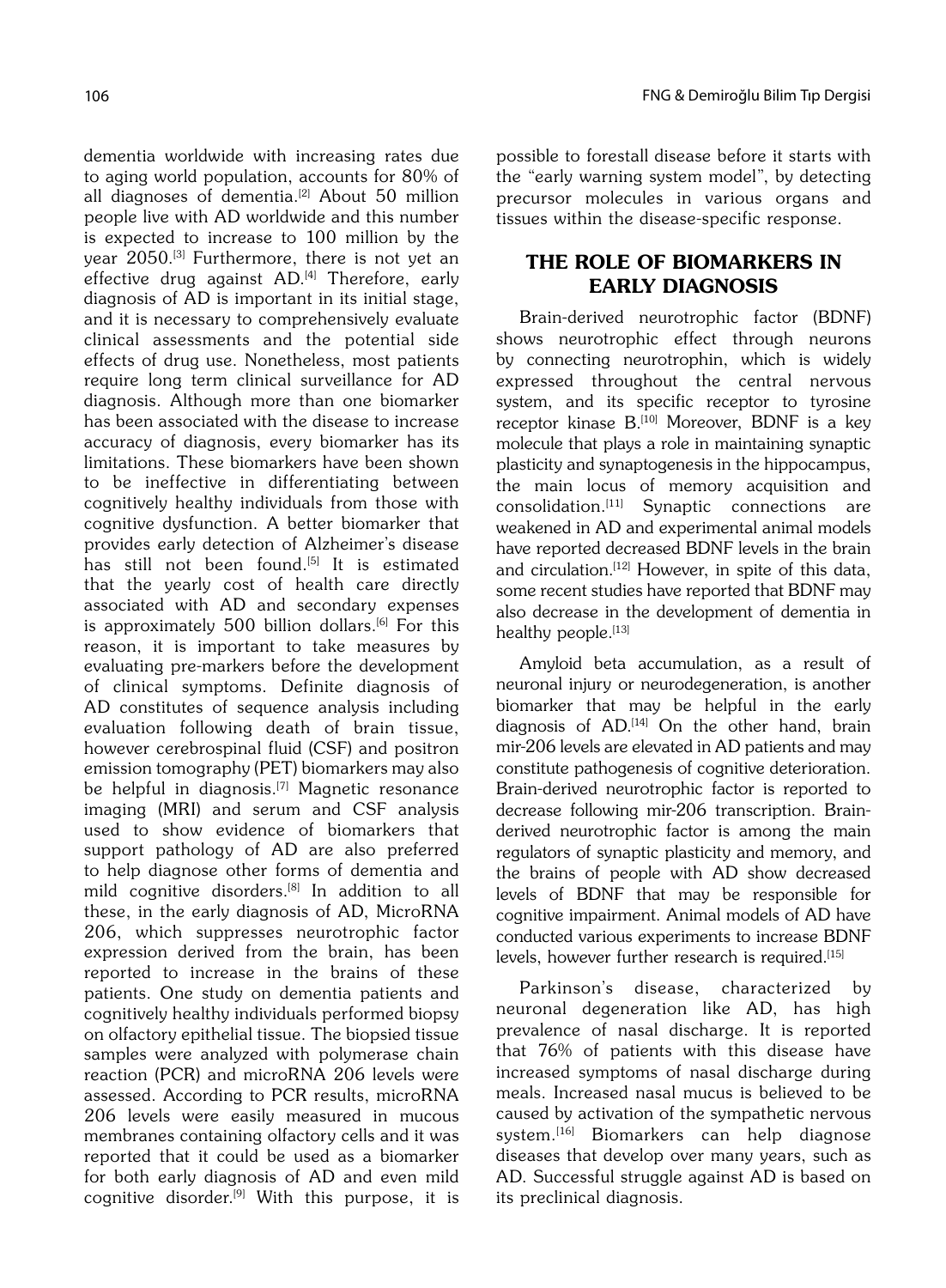dementia worldwide with increasing rates due to aging world population, accounts for 80% of all diagnoses of dementia.[2] About 50 million people live with AD worldwide and this number is expected to increase to 100 million by the year 2050.[3] Furthermore, there is not yet an effective drug against AD.[4] Therefore, early diagnosis of AD is important in its initial stage, and it is necessary to comprehensively evaluate clinical assessments and the potential side effects of drug use. Nonetheless, most patients require long term clinical surveillance for AD diagnosis. Although more than one biomarker has been associated with the disease to increase accuracy of diagnosis, every biomarker has its limitations. These biomarkers have been shown to be ineffective in differentiating between cognitively healthy individuals from those with cognitive dysfunction. A better biomarker that provides early detection of Alzheimer's disease has still not been found.[5] It is estimated that the yearly cost of health care directly associated with AD and secondary expenses is approximately 500 billion dollars.[6] For this reason, it is important to take measures by evaluating pre-markers before the development of clinical symptoms. Definite diagnosis of AD constitutes of sequence analysis including evaluation following death of brain tissue, however cerebrospinal fluid (CSF) and positron emission tomography (PET) biomarkers may also be helpful in diagnosis.[7] Magnetic resonance imaging (MRI) and serum and CSF analysis used to show evidence of biomarkers that support pathology of AD are also preferred to help diagnose other forms of dementia and mild cognitive disorders.[8] In addition to all these, in the early diagnosis of AD, MicroRNA 206, which suppresses neurotrophic factor expression derived from the brain, has been reported to increase in the brains of these patients. One study on dementia patients and cognitively healthy individuals performed biopsy on olfactory epithelial tissue. The biopsied tissue samples were analyzed with polymerase chain reaction (PCR) and microRNA 206 levels were assessed. According to PCR results, microRNA 206 levels were easily measured in mucous membranes containing olfactory cells and it was reported that it could be used as a biomarker for both early diagnosis of AD and even mild cognitive disorder.[9] With this purpose, it is possible to forestall disease before it starts with the "early warning system model", by detecting precursor molecules in various organs and tissues within the disease-specific response.

## THE ROLE OF BIOMARKERS IN EARLY DIAGNOSIS

Brain-derived neurotrophic factor (BDNF) shows neurotrophic effect through neurons by connecting neurotrophin, which is widely expressed throughout the central nervous system, and its specific receptor to tyrosine receptor kinase B.[10] Moreover, BDNF is a key molecule that plays a role in maintaining synaptic plasticity and synaptogenesis in the hippocampus, the main locus of memory acquisition and consolidation.[11] Synaptic connections are weakened in AD and experimental animal models have reported decreased BDNF levels in the brain and circulation.[12] However, in spite of this data, some recent studies have reported that BDNF may also decrease in the development of dementia in healthy people.[13]

Amyloid beta accumulation, as a result of neuronal injury or neurodegeneration, is another biomarker that may be helpful in the early diagnosis of AD.[14] On the other hand, brain mir-206 levels are elevated in AD patients and may constitute pathogenesis of cognitive deterioration. Brain-derived neurotrophic factor is reported to decrease following mir-206 transcription. Brain-derived neurotrophic factor is among the main regulators of synaptic plasticity and memory, and the brains of people with AD show decreased levels of BDNF that may be responsible for cognitive impairment. Animal models of AD have conducted various experiments to increase BDNF levels, however further research is required.[15]

Parkinson's disease, characterized by neuronal degeneration like AD, has high prevalence of nasal discharge. It is reported that 76% of patients with this disease have increased symptoms of nasal discharge during meals. Increased nasal mucus is believed to be caused by activation of the sympathetic nervous system.[16] Biomarkers can help diagnose diseases that develop over many years, such as AD. Successful struggle against AD is based on its preclinical diagnosis.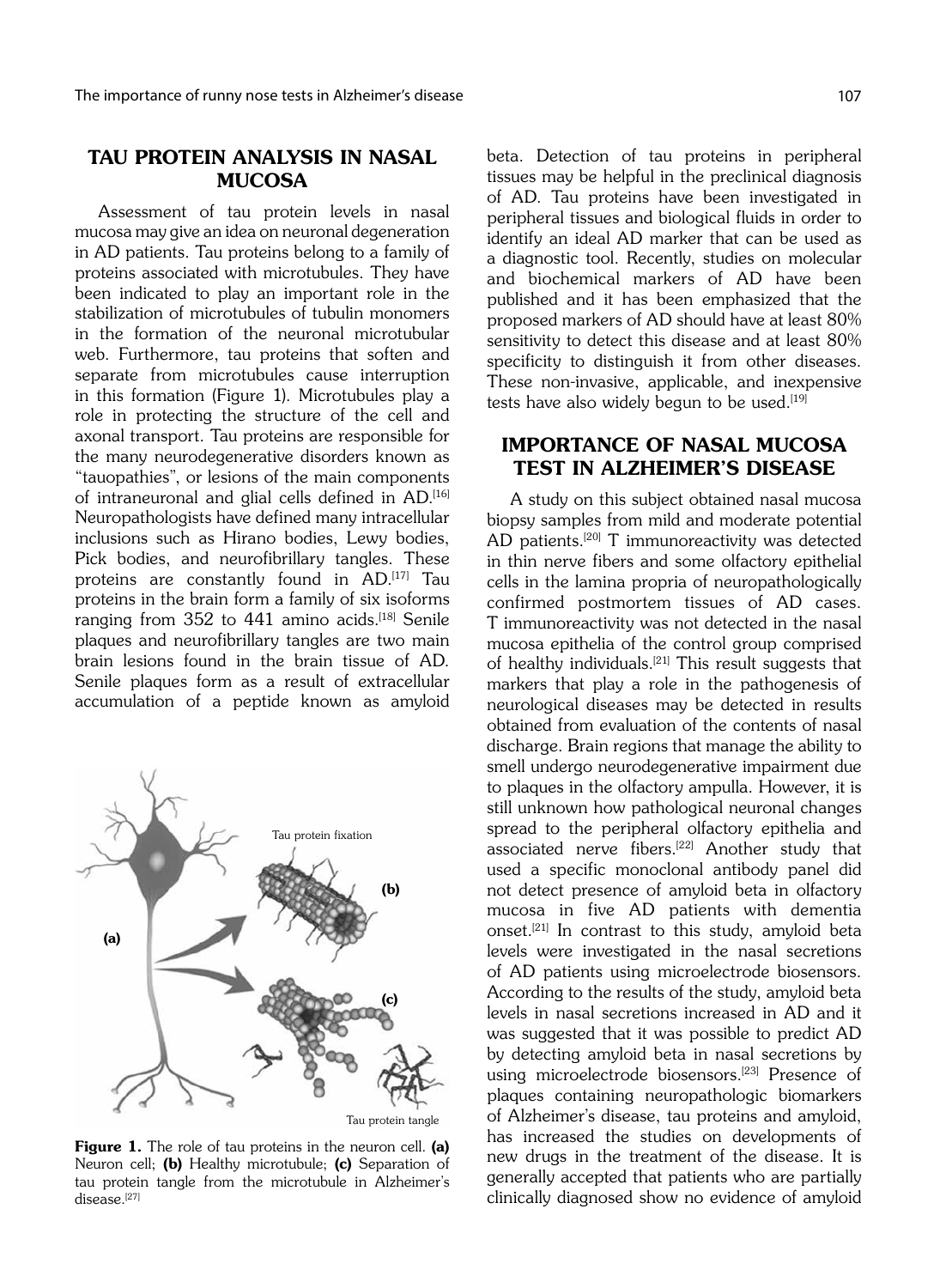## TAU PROTEIN ANALYSIS IN NASAL MUCOSA

Assessment of tau protein levels in nasal mucosa may give an idea on neuronal degeneration in AD patients. Tau proteins belong to a family of proteins associated with microtubules. They have been indicated to play an important role in the stabilization of microtubules of tubulin monomers in the formation of the neuronal microtubular web. Furthermore, tau proteins that soften and separate from microtubules cause interruption in this formation (Figure 1). Microtubules play a role in protecting the structure of the cell and axonal transport. Tau proteins are responsible for the many neurodegenerative disorders known as "tauopathies", or lesions of the main components of intraneuronal and glial cells defined in AD.[16] Neuropathologists have defined many intracellular inclusions such as Hirano bodies, Lewy bodies, Pick bodies, and neurofibrillary tangles. These proteins are constantly found in AD.[17] Tau proteins in the brain form a family of six isoforms ranging from 352 to 441 amino acids.[18] Senile plaques and neurofibrillary tangles are two main brain lesions found in the brain tissue of AD. Senile plaques form as a result of extracellular accumulation of a peptide known as amyloid beta. Detection of tau proteins in peripheral tissues may be helpful in the preclinical diagnosis of AD. Tau proteins have been investigated in peripheral tissues and biological fluids in order to identify an ideal AD marker that can be used as a diagnostic tool. Recently, studies on molecular and biochemical markers of AD have been published and it has been emphasized that the proposed markers of AD should have at least 80% sensitivity to detect this disease and at least 80% specificity to distinguish it from other diseases. These non-invasive, applicable, and inexpensive tests have also widely begun to be used.[19]

**Figure 1.** The role of tau proteins in the neuron cell. **(a)** Neuron cell; **(b)** Healthy microtubule; **(c)** Separation of tau protein tangle from the microtubule in Alzheimer's disease.[27]

## IMPORTANCE OF NASAL MUCOSA TEST IN ALZHEIMER'S DISEASE

A study on this subject obtained nasal mucosa biopsy samples from mild and moderate potential AD patients.[20] T immunoreactivity was detected in thin nerve fibers and some olfactory epithelial cells in the lamina propria of neuropathologically confirmed postmortem tissues of AD cases. T immunoreactivity was not detected in the nasal mucosa epithelia of the control group comprised of healthy individuals.[21] This result suggests that markers that play a role in the pathogenesis of neurological diseases may be detected in results obtained from evaluation of the contents of nasal discharge. Brain regions that manage the ability to smell undergo neurodegenerative impairment due to plaques in the olfactory ampulla. However, it is still unknown how pathological neuronal changes spread to the peripheral olfactory epithelia and associated nerve fibers.[22] Another study that used a specific monoclonal antibody panel did not detect presence of amyloid beta in olfactory mucosa in five AD patients with dementia onset.[21] In contrast to this study, amyloid beta levels were investigated in the nasal secretions of AD patients using microelectrode biosensors. According to the results of the study, amyloid beta levels in nasal secretions increased in AD and it was suggested that it was possible to predict AD by detecting amyloid beta in nasal secretions by using microelectrode biosensors.[23] Presence of plaques containing neuropathologic biomarkers of Alzheimer's disease, tau proteins and amyloid, has increased the studies on developments of new drugs in the treatment of the disease. It is generally accepted that patients who are partially clinically diagnosed show no evidence of amyloid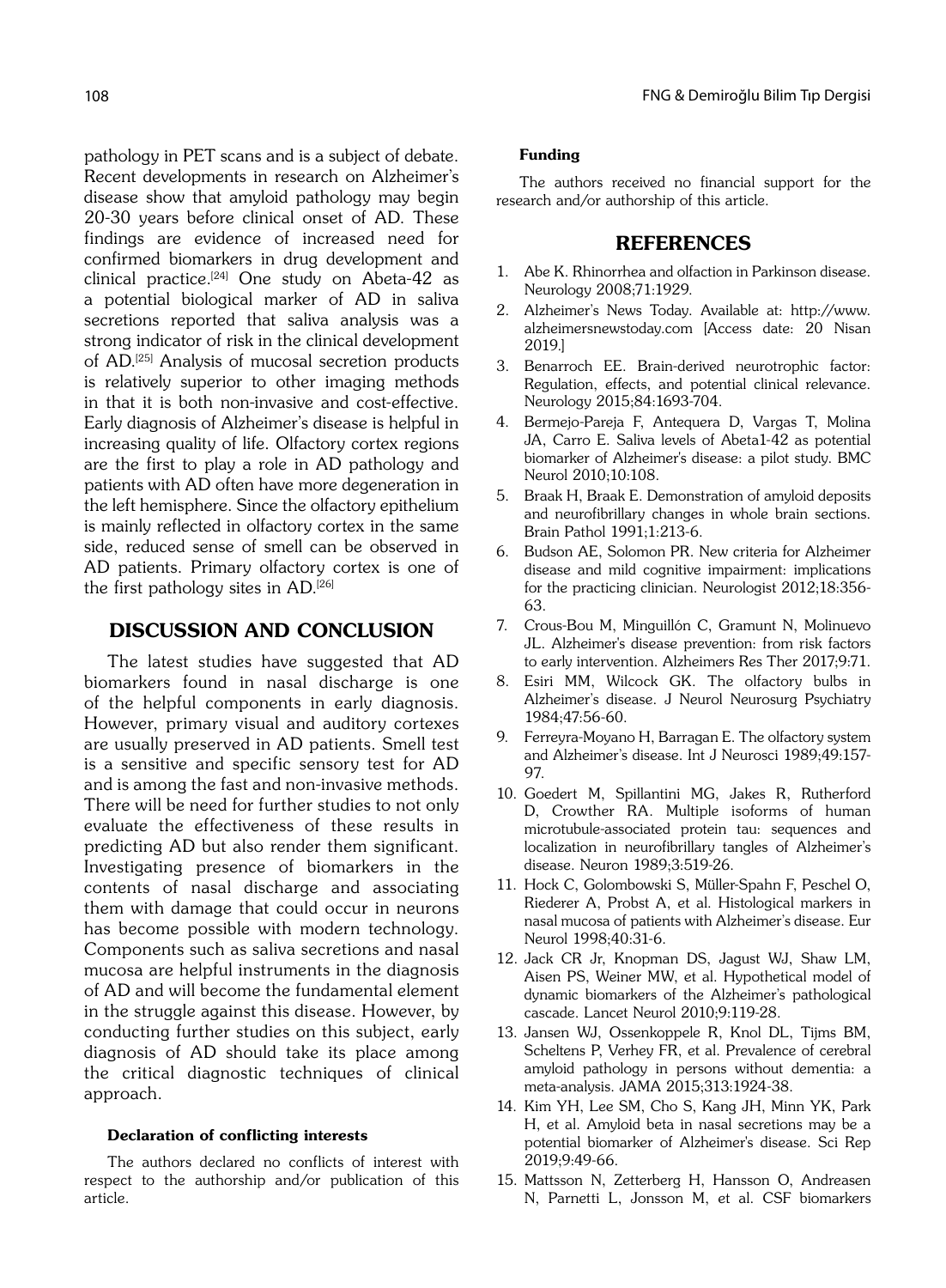pathology in PET scans and is a subject of debate. Recent developments in research on Alzheimer's disease show that amyloid pathology may begin 20-30 years before clinical onset of AD. These findings are evidence of increased need for confirmed biomarkers in drug development and clinical practice.[24] One study on Abeta-42 as a potential biological marker of AD in saliva secretions reported that saliva analysis was a strong indicator of risk in the clinical development of AD.[25] Analysis of mucosal secretion products is relatively superior to other imaging methods in that it is both non-invasive and cost-effective. Early diagnosis of Alzheimer's disease is helpful in increasing quality of life. Olfactory cortex regions are the first to play a role in AD pathology and patients with AD often have more degeneration in the left hemisphere. Since the olfactory epithelium is mainly reflected in olfactory cortex in the same side, reduced sense of smell can be observed in AD patients. Primary olfactory cortex is one of the first pathology sites in AD.[26]

## DISCUSSION AND CONCLUSION

The latest studies have suggested that AD biomarkers found in nasal discharge is one of the helpful components in early diagnosis. However, primary visual and auditory cortexes are usually preserved in AD patients. Smell test is a sensitive and specific sensory test for AD and is among the fast and non-invasive methods. There will be need for further studies to not only evaluate the effectiveness of these results in predicting AD but also render them significant. Investigating presence of biomarkers in the contents of nasal discharge and associating them with damage that could occur in neurons has become possible with modern technology. Components such as saliva secretions and nasal mucosa are helpful instruments in the diagnosis of AD and will become the fundamental element in the struggle against this disease. However, by conducting further studies on this subject, early diagnosis of AD should take its place among the critical diagnostic techniques of clinical approach.

#### Declaration of conflicting interests

The authors declared no conflicts of interest with respect to the authorship and/or publication of this article.

#### Funding

The authors received no financial support for the research and/or authorship of this article.

## REFERENCES

1. Abe K. Rhinorrhea and olfaction in Parkinson disease. Neurology 2008;71:1929.
2. Alzheimer's News Today. Available at: http://www.alzheimersnewstoday.com [Access date: 20 Nisan 2019.]
3. Benarroch EE. Brain-derived neurotrophic factor: Regulation, effects, and potential clinical relevance. Neurology 2015;84:1693-704.
4. Bermejo-Pareja F, Antequera D, Vargas T, Molina JA, Carro E. Saliva levels of Abeta1-42 as potential biomarker of Alzheimer's disease: a pilot study. BMC Neurol 2010;10:108.
5. Braak H, Braak E. Demonstration of amyloid deposits and neurofibrillary changes in whole brain sections. Brain Pathol 1991;1:213-6.
6. Budson AE, Solomon PR. New criteria for Alzheimer disease and mild cognitive impairment: implications for the practicing clinician. Neurologist 2012;18:356-63.
7. Crous-Bou M, Minguillón C, Gramunt N, Molinuevo JL. Alzheimer's disease prevention: from risk factors to early intervention. Alzheimers Res Ther 2017;9:71.
8. Esiri MM, Wilcock GK. The olfactory bulbs in Alzheimer's disease. J Neurol Neurosurg Psychiatry 1984;47:56-60.
9. Ferreyra-Moyano H, Barragan E. The olfactory system and Alzheimer's disease. Int J Neurosci 1989;49:157-97.
10. Goedert M, Spillantini MG, Jakes R, Rutherford D, Crowther RA. Multiple isoforms of human microtubule-associated protein tau: sequences and localization in neurofibrillary tangles of Alzheimer's disease. Neuron 1989;3:519-26.
11. Hock C, Golombowski S, Müller-Spahn F, Peschel O, Riederer A, Probst A, et al. Histological markers in nasal mucosa of patients with Alzheimer's disease. Eur Neurol 1998;40:31-6.
12. Jack CR Jr, Knopman DS, Jagust WJ, Shaw LM, Aisen PS, Weiner MW, et al. Hypothetical model of dynamic biomarkers of the Alzheimer's pathological cascade. Lancet Neurol 2010;9:119-28.
13. Jansen WJ, Ossenkoppele R, Knol DL, Tijms BM, Scheltens P, Verhey FR, et al. Prevalence of cerebral amyloid pathology in persons without dementia: a meta-analysis. JAMA 2015;313:1924-38.
14. Kim YH, Lee SM, Cho S, Kang JH, Minn YK, Park H, et al. Amyloid beta in nasal secretions may be a potential biomarker of Alzheimer's disease. Sci Rep 2019;9:49-66.
15. Mattsson N, Zetterberg H, Hansson O, Andreasen N, Parnetti L, Jonsson M, et al. CSF biomarkers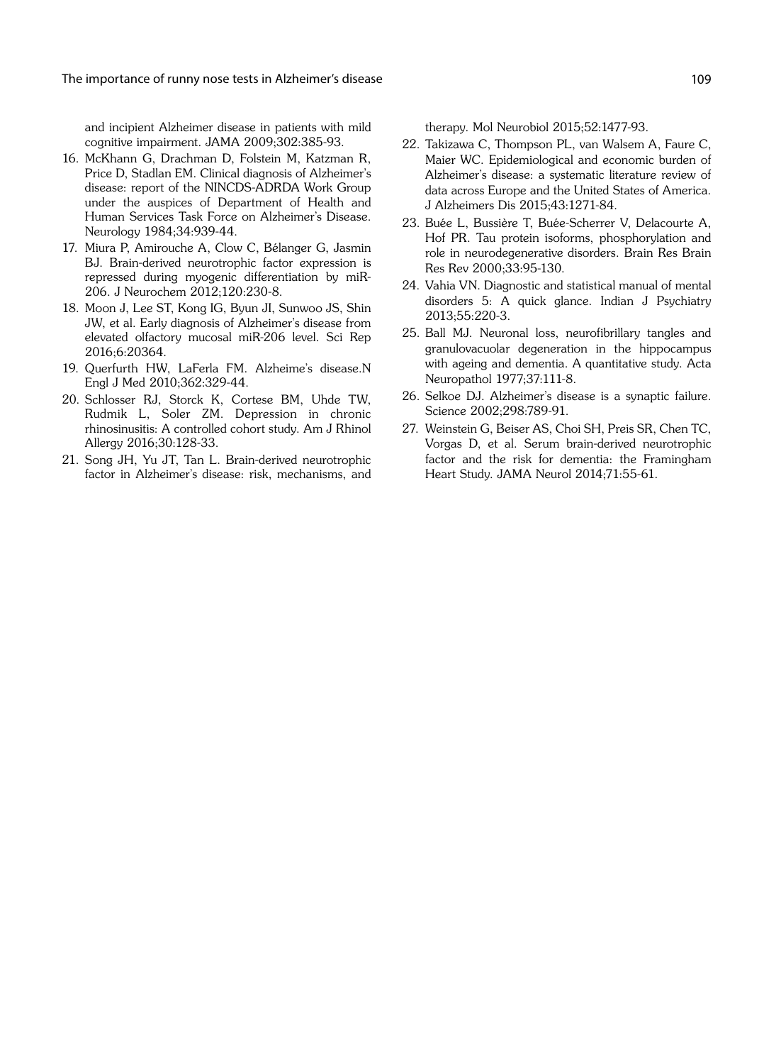and incipient Alzheimer disease in patients with mild cognitive impairment. JAMA 2009;302:385-93.

16. McKhann G, Drachman D, Folstein M, Katzman R, Price D, Stadlan EM. Clinical diagnosis of Alzheimer's disease: report of the NINCDS-ADRDA Work Group under the auspices of Department of Health and Human Services Task Force on Alzheimer's Disease. Neurology 1984;34:939-44.
17. Miura P, Amirouche A, Clow C, Bélanger G, Jasmin BJ. Brain-derived neurotrophic factor expression is repressed during myogenic differentiation by miR-206. J Neurochem 2012;120:230-8.
18. Moon J, Lee ST, Kong IG, Byun JI, Sunwoo JS, Shin JW, et al. Early diagnosis of Alzheimer's disease from elevated olfactory mucosal miR-206 level. Sci Rep 2016;6:20364.
19. Querfurth HW, LaFerla FM. Alzheime's disease.N Engl J Med 2010;362:329-44.
20. Schlosser RJ, Storck K, Cortese BM, Uhde TW, Rudmik L, Soler ZM. Depression in chronic rhinosinusitis: A controlled cohort study. Am J Rhinol Allergy 2016;30:128-33.
21. Song JH, Yu JT, Tan L. Brain-derived neurotrophic factor in Alzheimer's disease: risk, mechanisms, and therapy. Mol Neurobiol 2015;52:1477-93.
22. Takizawa C, Thompson PL, van Walsem A, Faure C, Maier WC. Epidemiological and economic burden of Alzheimer's disease: a systematic literature review of data across Europe and the United States of America. J Alzheimers Dis 2015;43:1271-84.
23. Buée L, Bussière T, Buée-Scherrer V, Delacourte A, Hof PR. Tau protein isoforms, phosphorylation and role in neurodegenerative disorders. Brain Res Brain Res Rev 2000;33:95-130.
24. Vahia VN. Diagnostic and statistical manual of mental disorders 5: A quick glance. Indian J Psychiatry 2013;55:220-3.
25. Ball MJ. Neuronal loss, neurofibrillary tangles and granulovacuolar degeneration in the hippocampus with ageing and dementia. A quantitative study. Acta Neuropathol 1977;37:111-8.
26. Selkoe DJ. Alzheimer's disease is a synaptic failure. Science 2002;298:789-91.
27. Weinstein G, Beiser AS, Choi SH, Preis SR, Chen TC, Vorgas D, et al. Serum brain-derived neurotrophic factor and the risk for dementia: the Framingham Heart Study. JAMA Neurol 2014;71:55-61.